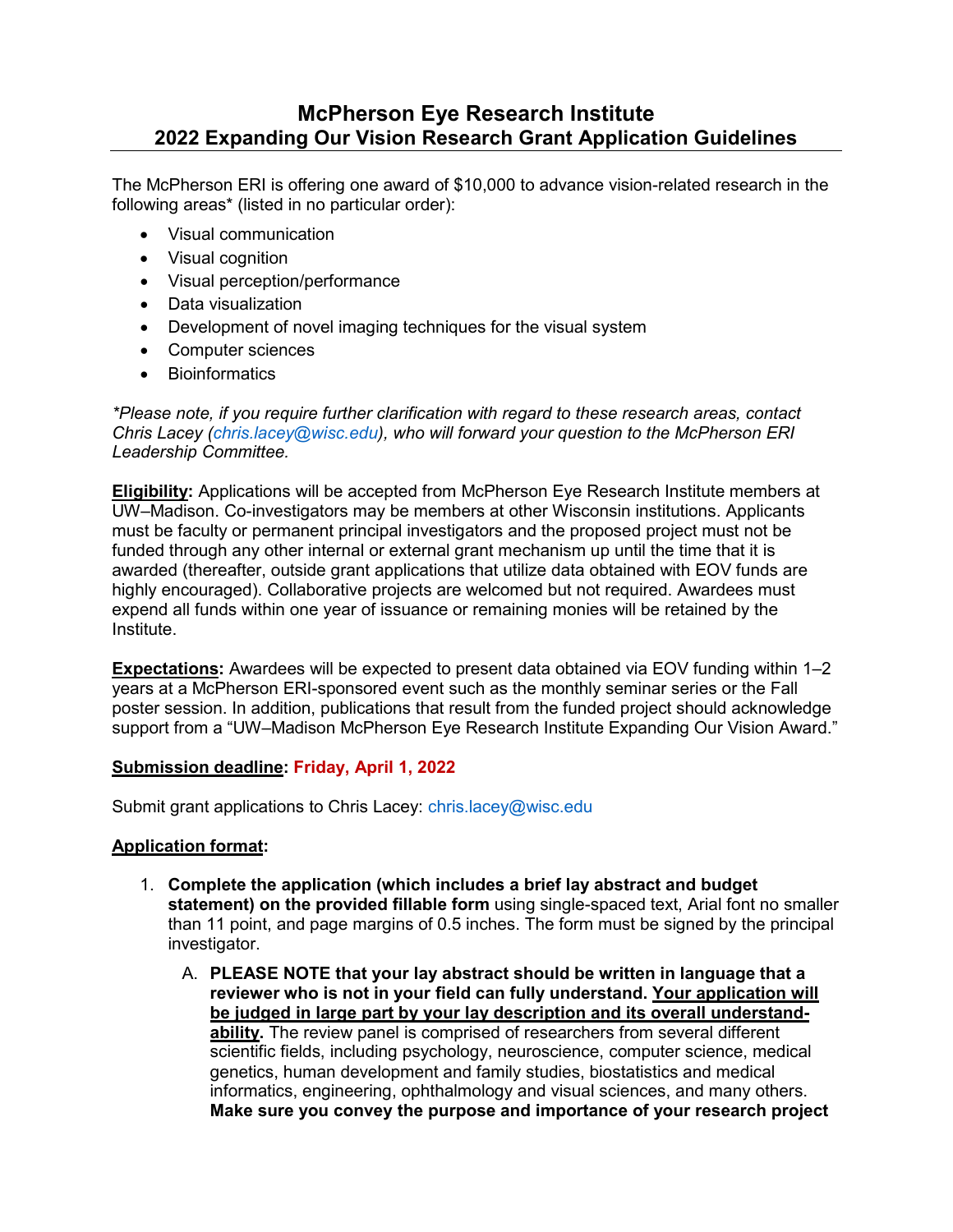# McPherson Eye Research Institute
## 2022 Expanding Our Vision Research Grant Application Guidelines

The McPherson ERI is offering one award of $10,000 to advance vision-related research in the following areas* (listed in no particular order):

- Visual communication
- Visual cognition
- Visual perception/performance
- Data visualization
- Development of novel imaging techniques for the visual system
- Computer sciences
- Bioinformatics

**Please note, if you require further clarification with regard to these research areas, contact Chris Lacey (chris.lacey@wisc.edu), who will forward your question to the McPherson ERI Leadership Committee.*

**Eligibility:** Applications will be accepted from McPherson Eye Research Institute members at UW–Madison. Co-investigators may be members at other Wisconsin institutions. Applicants must be faculty or permanent principal investigators and the proposed project must not be funded through any other internal or external grant mechanism up until the time that it is awarded (thereafter, outside grant applications that utilize data obtained with EOV funds are highly encouraged). Collaborative projects are welcomed but not required. Awardees must expend all funds within one year of issuance or remaining monies will be retained by the Institute.

**Expectations:** Awardees will be expected to present data obtained via EOV funding within 1–2 years at a McPherson ERI-sponsored event such as the monthly seminar series or the Fall poster session. In addition, publications that result from the funded project should acknowledge support from a "UW–Madison McPherson Eye Research Institute Expanding Our Vision Award."

**Submission deadline: Friday, April 1, 2022**

Submit grant applications to Chris Lacey: chris.lacey@wisc.edu

**Application format:**

1. **Complete the application (which includes a brief lay abstract and budget statement) on the provided fillable form** using single-spaced text, Arial font no smaller than 11 point, and page margins of 0.5 inches. The form must be signed by the principal investigator.
   A. **PLEASE NOTE that your lay abstract should be written in language that a reviewer who is not in your field can fully understand. Your application will be judged in large part by your lay description and its overall understand-ability.** The review panel is comprised of researchers from several different scientific fields, including psychology, neuroscience, computer science, medical genetics, human development and family studies, biostatistics and medical informatics, engineering, ophthalmology and visual sciences, and many others. **Make sure you convey the purpose and importance of your research project**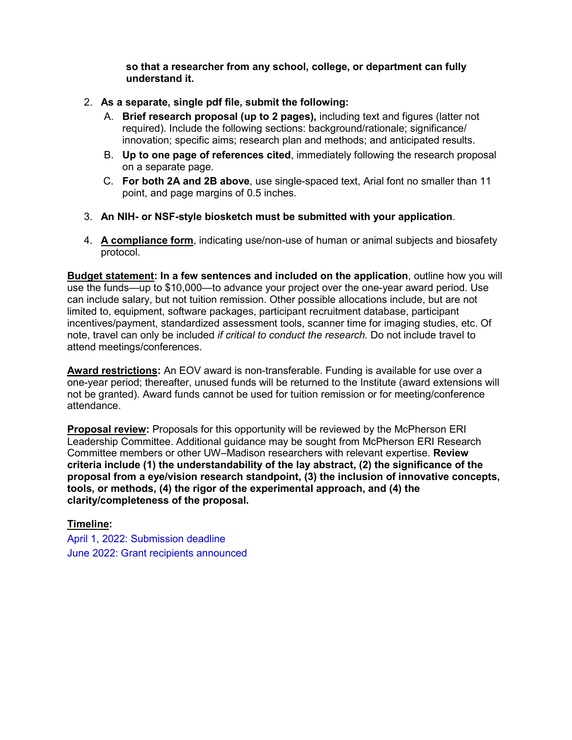**so that a researcher from any school, college, or department can fully understand it.**

2. **As a separate, single pdf file, submit the following:**
   A. **Brief research proposal (up to 2 pages),** including text and figures (latter not required). Include the following sections: background/rationale; significance/innovation; specific aims; research plan and methods; and anticipated results.
   B. **Up to one page of references cited**, immediately following the research proposal on a separate page.
   C. **For both 2A and 2B above**, use single-spaced text, Arial font no smaller than 11 point, and page margins of 0.5 inches.

3. **An NIH- or NSF-style biosketch must be submitted with your application**.

4. **A compliance form**, indicating use/non-use of human or animal subjects and biosafety protocol.

**Budget statement: In a few sentences and included on the application**, outline how you will use the funds—up to $10,000—to advance your project over the one-year award period. Use can include salary, but not tuition remission. Other possible allocations include, but are not limited to, equipment, software packages, participant recruitment database, participant incentives/payment, standardized assessment tools, scanner time for imaging studies, etc. Of note, travel can only be included *if critical to conduct the research.* Do not include travel to attend meetings/conferences.

**Award restrictions:** An EOV award is non-transferable. Funding is available for use over a one-year period; thereafter, unused funds will be returned to the Institute (award extensions will not be granted). Award funds cannot be used for tuition remission or for meeting/conference attendance.

**Proposal review:** Proposals for this opportunity will be reviewed by the McPherson ERI Leadership Committee. Additional guidance may be sought from McPherson ERI Research Committee members or other UW–Madison researchers with relevant expertise. **Review criteria include (1) the understandability of the lay abstract, (2) the significance of the proposal from a eye/vision research standpoint, (3) the inclusion of innovative concepts, tools, or methods, (4) the rigor of the experimental approach, and (4) the clarity/completeness of the proposal.**

**Timeline:**

April 1, 2022: Submission deadline

June 2022: Grant recipients announced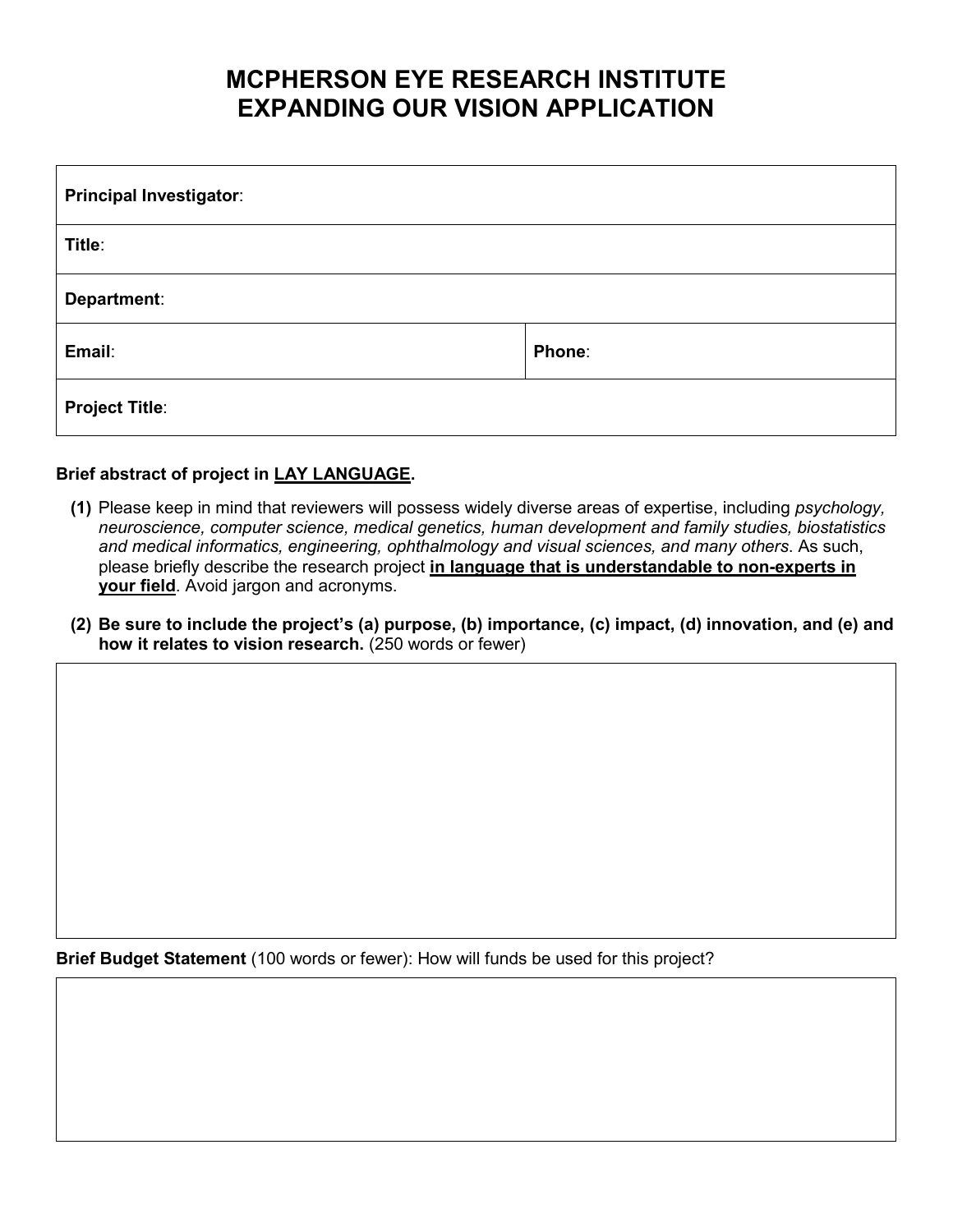# MCPHERSON EYE RESEARCH INSTITUTE
# EXPANDING OUR VISION APPLICATION

| **Principal Investigator**: | |
|---|---|
| **Title**: | |
| **Department**: | |
| **Email**: | **Phone**: |
| **Project Title**: | |

**Brief abstract of project in <u>LAY LANGUAGE</u>.**

**(1)** Please keep in mind that reviewers will possess widely diverse areas of expertise, including *psychology, neuroscience, computer science, medical genetics, human development and family studies, biostatistics and medical informatics, engineering, ophthalmology and visual sciences, and many others*. As such, please briefly describe the research project **<u>in language that is understandable to non-experts in your field</u>**. Avoid jargon and acronyms.

**(2) Be sure to include the project's (a) purpose, (b) importance, (c) impact, (d) innovation, and (e) and how it relates to vision research.** (250 words or fewer)

| |
|---|
| |

**Brief Budget Statement** (100 words or fewer): How will funds be used for this project?

| |
|---|
| |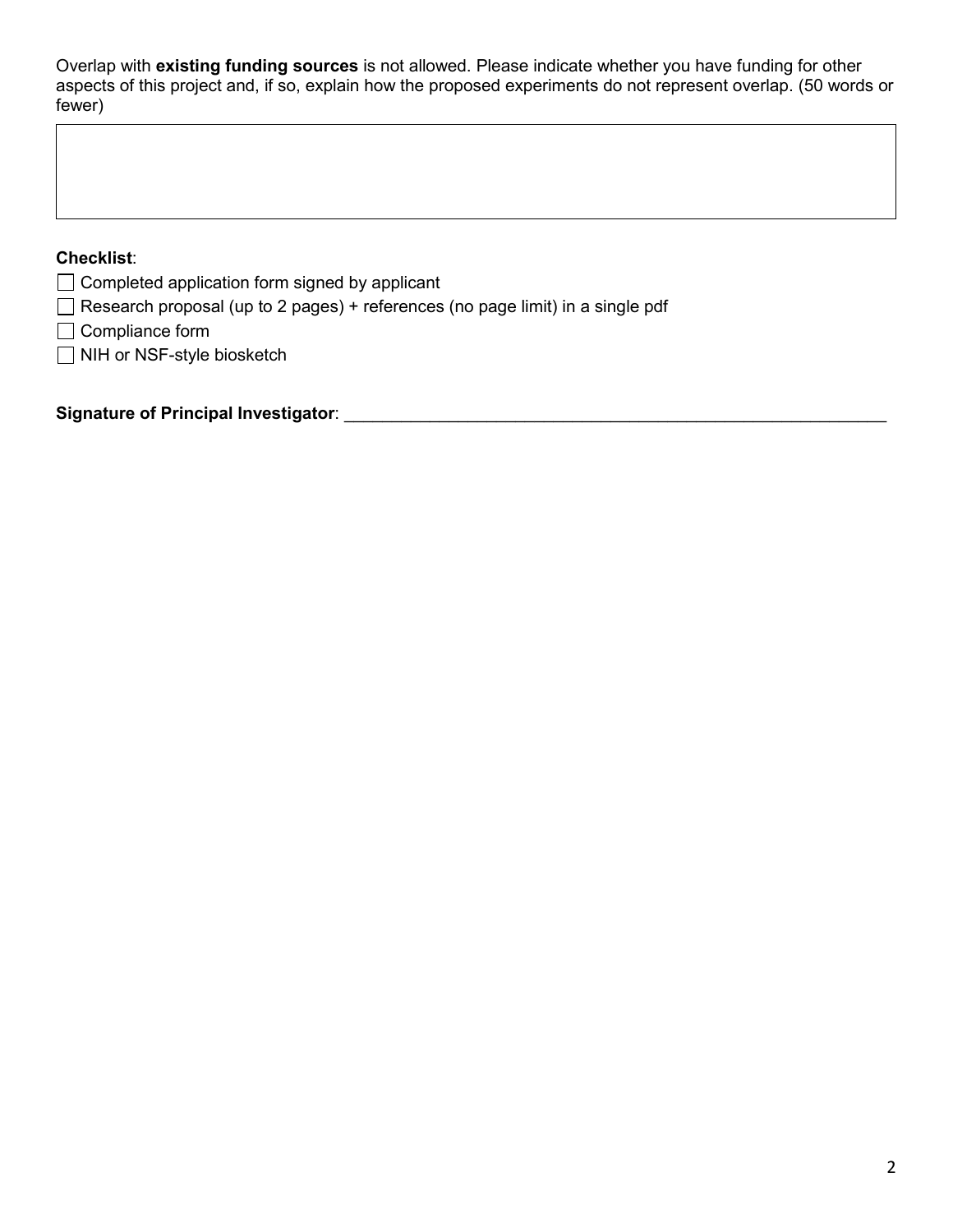Overlap with **existing funding sources** is not allowed. Please indicate whether you have funding for other aspects of this project and, if so, explain how the proposed experiments do not represent overlap. (50 words or fewer)

| |
|---|
| |

**Checklist**:

- [ ] Completed application form signed by applicant
- [ ] Research proposal (up to 2 pages) + references (no page limit) in a single pdf
- [ ] Compliance form
- [ ] NIH or NSF-style biosketch

**Signature of Principal Investigator**: ___________________________________________________________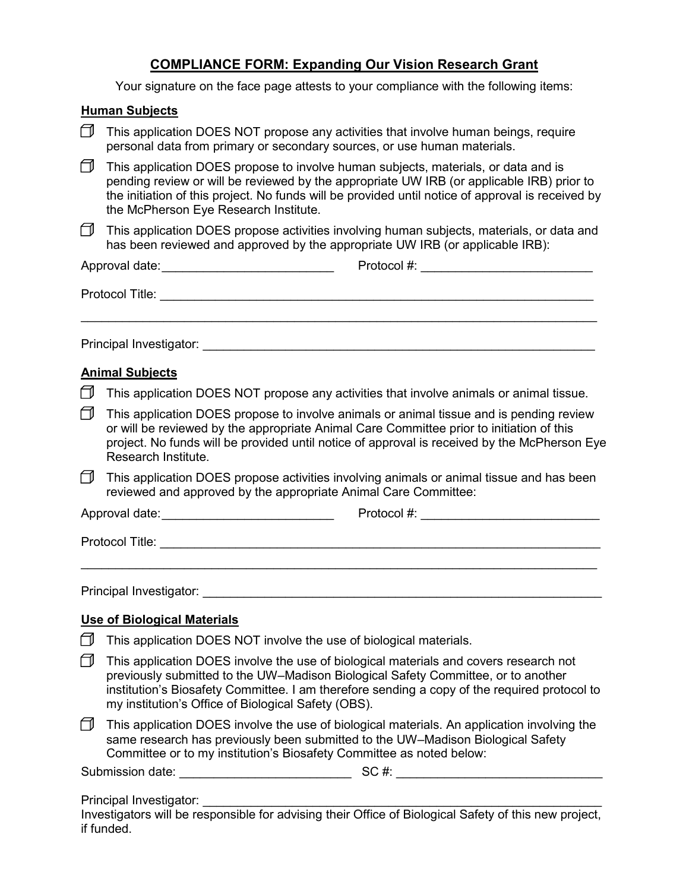## COMPLIANCE FORM: Expanding Our Vision Research Grant

Your signature on the face page attests to your compliance with the following items:

### Human Subjects

- ☐ This application DOES NOT propose any activities that involve human beings, require personal data from primary or secondary sources, or use human materials.
- ☐ This application DOES propose to involve human subjects, materials, or data and is pending review or will be reviewed by the appropriate UW IRB (or applicable IRB) prior to the initiation of this project. No funds will be provided until notice of approval is received by the McPherson Eye Research Institute.
- ☐ This application DOES propose activities involving human subjects, materials, or data and has been reviewed and approved by the appropriate UW IRB (or applicable IRB):

Approval date: ________________________ Protocol #: ________________________

Protocol Title: ____________________________________________________________

____________________________________________________________________________

Principal Investigator: _____________________________________________________

### Animal Subjects

- ☐ This application DOES NOT propose any activities that involve animals or animal tissue.
- ☐ This application DOES propose to involve animals or animal tissue and is pending review or will be reviewed by the appropriate Animal Care Committee prior to initiation of this project. No funds will be provided until notice of approval is received by the McPherson Eye Research Institute.
- ☐ This application DOES propose activities involving animals or animal tissue and has been reviewed and approved by the appropriate Animal Care Committee:

Approval date: ________________________ Protocol #: ________________________

Protocol Title: ____________________________________________________________

____________________________________________________________________________

Principal Investigator: _____________________________________________________

### Use of Biological Materials

- ☐ This application DOES NOT involve the use of biological materials.
- ☐ This application DOES involve the use of biological materials and covers research not previously submitted to the UW–Madison Biological Safety Committee, or to another institution's Biosafety Committee. I am therefore sending a copy of the required protocol to my institution's Office of Biological Safety (OBS).
- ☐ This application DOES involve the use of biological materials. An application involving the same research has previously been submitted to the UW–Madison Biological Safety Committee or to my institution's Biosafety Committee as noted below:

Submission date: ________________________ SC #: ____________________________

Principal Investigator: _____________________________________________________

Investigators will be responsible for advising their Office of Biological Safety of this new project, if funded.